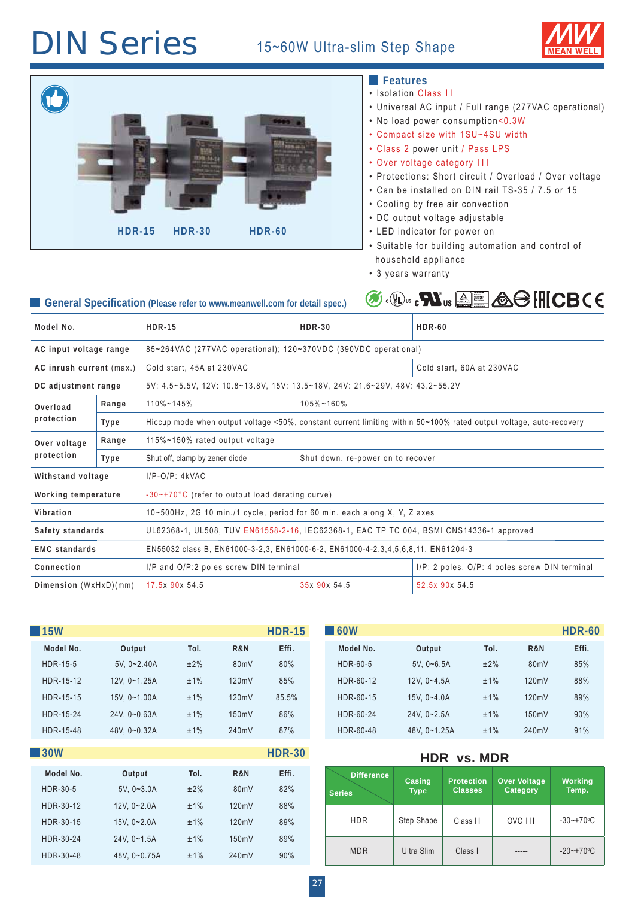# DIN Series

## 15~60W Ultra-slim Step Shape

HDR-15 HDR-30 HDR-60

### Features

- Isolation Class II
- Universal AC input / Full range (277VAC operational)
- No load power consumption<0.3W
- Compact size with 1SU~4SU width
- Class 2 power unit / Pass LPS
- Over voltage category III
- Protections: Short circuit / Overload / Over voltage
- Can be installed on DIN rail TS-35 / 7.5 or 15
- Cooling by free air convection
- DC output voltage adjustable
- LED indicator for power on
- Suitable for building automation and control of household appliance
- 3 years warranty

### General Specification (Please refer to www.meanwell.com for detail spec.)

| Model No. | | HDR-15 | HDR-30 | HDR-60 |
|---|---|---|---|---|
| AC input voltage range | | 85~264VAC (277VAC operational); 120~370VDC (390VDC operational) | | |
| AC inrush current (max.) | | Cold start, 45A at 230VAC | | Cold start, 60A at 230VAC |
| DC adjustment range | | 5V: 4.5~5.5V, 12V: 10.8~13.8V, 15V: 13.5~18V, 24V: 21.6~29V, 48V: 43.2~55.2V | | |
| Overload protection | Range | 110%~145% | 105%~160% | |
| | Type | Hiccup mode when output voltage <50%, constant current limiting within 50~100% rated output voltage, auto-recovery | | |
| Over voltage protection | Range | 115%~150% rated output voltage | | |
| | Type | Shut off, clamp by zener diode | Shut down, re-power on to recover | |
| Withstand voltage | | I/P-O/P: 4kVAC | | |
| Working temperature | | -30~+70°C (refer to output load derating curve) | | |
| Vibration | | 10~500Hz, 2G 10 min./1 cycle, period for 60 min. each along X, Y, Z axes | | |
| Safety standards | | UL62368-1, UL508, TUV EN61558-2-16, IEC62368-1, EAC TP TC 004, BSMI CNS14336-1 approved | | |
| EMC standards | | EN55032 class B, EN61000-3-2,3, EN61000-6-2, EN61000-4-2,3,4,5,6,8,11, EN61204-3 | | |
| Connection | | I/P and O/P:2 poles screw DIN terminal | | I/P: 2 poles, O/P: 4 poles screw DIN terminal |
| Dimension (WxHxD)(mm) | | 17.5x 90x 54.5 | 35x 90x 54.5 | 52.5x 90x 54.5 |

### 15W — HDR-15

| Model No. | Output | Tol. | R&N | Effi. |
|---|---|---|---|---|
| HDR-15-5 | 5V, 0~2.40A | ±2% | 80mV | 80% |
| HDR-15-12 | 12V, 0~1.25A | ±1% | 120mV | 85% |
| HDR-15-15 | 15V, 0~1.00A | ±1% | 120mV | 85.5% |
| HDR-15-24 | 24V, 0~0.63A | ±1% | 150mV | 86% |
| HDR-15-48 | 48V, 0~0.32A | ±1% | 240mV | 87% |

### 30W — HDR-30

| Model No. | Output | Tol. | R&N | Effi. |
|---|---|---|---|---|
| HDR-30-5 | 5V, 0~3.0A | ±2% | 80mV | 82% |
| HDR-30-12 | 12V, 0~2.0A | ±1% | 120mV | 88% |
| HDR-30-15 | 15V, 0~2.0A | ±1% | 120mV | 89% |
| HDR-30-24 | 24V, 0~1.5A | ±1% | 150mV | 89% |
| HDR-30-48 | 48V, 0~0.75A | ±1% | 240mV | 90% |

### 60W — HDR-60

| Model No. | Output | Tol. | R&N | Effi. |
|---|---|---|---|---|
| HDR-60-5 | 5V, 0~6.5A | ±2% | 80mV | 85% |
| HDR-60-12 | 12V, 0~4.5A | ±1% | 120mV | 88% |
| HDR-60-15 | 15V, 0~4.0A | ±1% | 120mV | 89% |
| HDR-60-24 | 24V, 0~2.5A | ±1% | 150mV | 90% |
| HDR-60-48 | 48V, 0~1.25A | ±1% | 240mV | 91% |

### HDR vs. MDR

| Series \ Difference | Casing Type | Protection Classes | Over Voltage Category | Working Temp. |
|---|---|---|---|---|
| HDR | Step Shape | Class II | OVC III | -30~+70°C |
| MDR | Ultra Slim | Class I | ----- | -20~+70°C |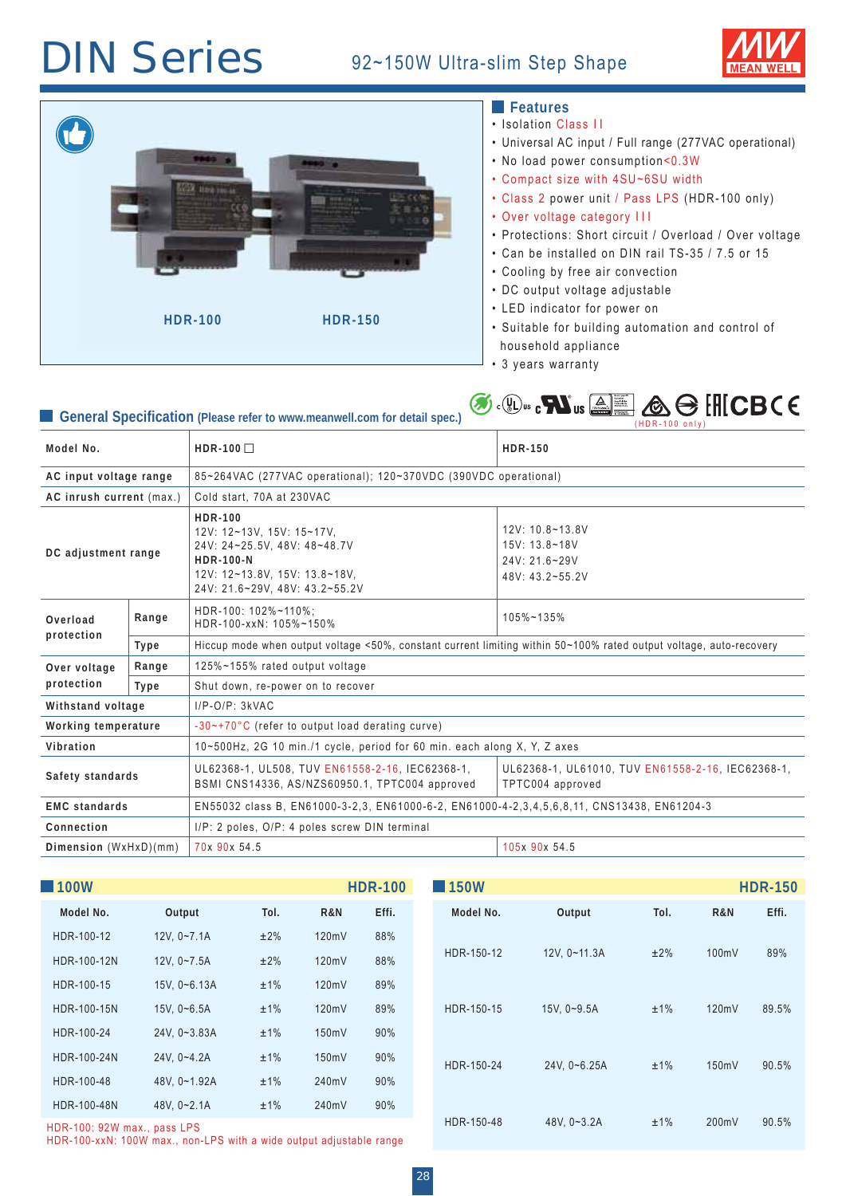# DIN Series

92~150W Ultra-slim Step Shape

HDR-100 HDR-150

## Features

- Isolation Class II
- Universal AC input / Full range (277VAC operational)
- No load power consumption<0.3W
- Compact size with 4SU~6SU width
- Class 2 power unit / Pass LPS (HDR-100 only)
- Over voltage category III
- Protections: Short circuit / Overload / Over voltage
- Can be installed on DIN rail TS-35 / 7.5 or 15
- Cooling by free air convection
- DC output voltage adjustable
- LED indicator for power on
- Suitable for building automation and control of household appliance
- 3 years warranty

## General Specification (Please refer to www.meanwell.com for detail spec.)

(HDR-100 only)

| Model No. | | HDR-100☐ | HDR-150 |
|---|---|---|---|
| AC input voltage range | | 85~264VAC (277VAC operational); 120~370VDC (390VDC operational) | |
| AC inrush current (max.) | | Cold start, 70A at 230VAC | |
| DC adjustment range | | **HDR-100**<br>12V: 12~13V, 15V: 15~17V,<br>24V: 24~25.5V, 48V: 48~48.7V<br>**HDR-100-N**<br>12V: 12~13.8V, 15V: 13.8~18V,<br>24V: 21.6~29V, 48V: 43.2~55.2V | 12V: 10.8~13.8V<br>15V: 13.8~18V<br>24V: 21.6~29V<br>48V: 43.2~55.2V |
| Overload protection | Range | HDR-100: 102%~110%;<br>HDR-100-xxN: 105%~150% | 105%~135% |
| | Type | Hiccup mode when output voltage <50%, constant current limiting within 50~100% rated output voltage, auto-recovery | |
| Over voltage protection | Range | 125%~155% rated output voltage | |
| | Type | Shut down, re-power on to recover | |
| Withstand voltage | | I/P-O/P: 3kVAC | |
| Working temperature | | -30~+70°C (refer to output load derating curve) | |
| Vibration | | 10~500Hz, 2G 10 min./1 cycle, period for 60 min. each along X, Y, Z axes | |
| Safety standards | | UL62368-1, UL508, TUV EN61558-2-16, IEC62368-1,<br>BSMI CNS14336, AS/NZS60950.1, TPTC004 approved | UL62368-1, UL61010, TUV EN61558-2-16, IEC62368-1,<br>TPTC004 approved |
| EMC standards | | EN55032 class B, EN61000-3-2,3, EN61000-6-2, EN61000-4-2,3,4,5,6,8,11, CNS13438, EN61204-3 | |
| Connection | | I/P: 2 poles, O/P: 4 poles screw DIN terminal | |
| Dimension (WxHxD)(mm) | | 70x 90x 54.5 | 105x 90x 54.5 |

## 100W — HDR-100

| Model No. | Output | Tol. | R&N | Effi. |
|---|---|---|---|---|
| HDR-100-12 | 12V, 0~7.1A | ±2% | 120mV | 88% |
| HDR-100-12N | 12V, 0~7.5A | ±2% | 120mV | 88% |
| HDR-100-15 | 15V, 0~6.13A | ±1% | 120mV | 89% |
| HDR-100-15N | 15V, 0~6.5A | ±1% | 120mV | 89% |
| HDR-100-24 | 24V, 0~3.83A | ±1% | 150mV | 90% |
| HDR-100-24N | 24V, 0~4.2A | ±1% | 150mV | 90% |
| HDR-100-48 | 48V, 0~1.92A | ±1% | 240mV | 90% |
| HDR-100-48N | 48V, 0~2.1A | ±1% | 240mV | 90% |

HDR-100: 92W max., pass LPS
HDR-100-xxN: 100W max., non-LPS with a wide output adjustable range

## 150W — HDR-150

| Model No. | Output | Tol. | R&N | Effi. |
|---|---|---|---|---|
| HDR-150-12 | 12V, 0~11.3A | ±2% | 100mV | 89% |
| HDR-150-15 | 15V, 0~9.5A | ±1% | 120mV | 89.5% |
| HDR-150-24 | 24V, 0~6.25A | ±1% | 150mV | 90.5% |
| HDR-150-48 | 48V, 0~3.2A | ±1% | 200mV | 90.5% |